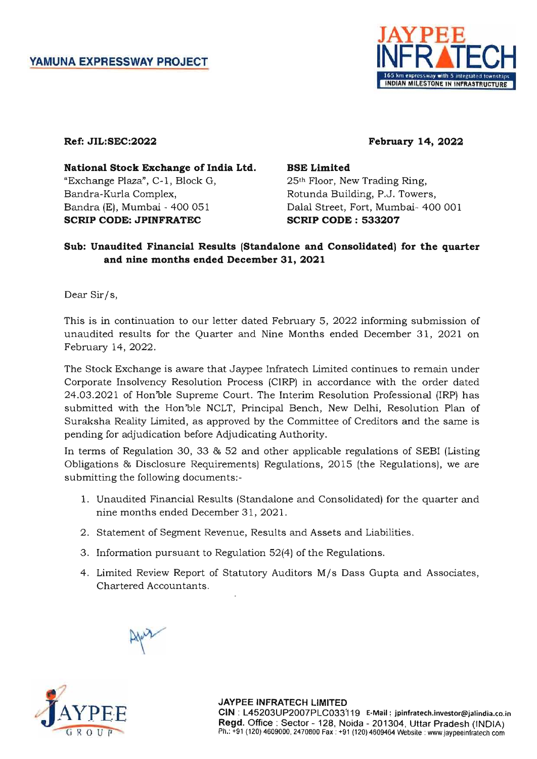**YAMUNA EXPRESSWAY PROJECT**

**JAYPEE INFRATECH**
165 km expressway with 5 integrated townships
INDIAN MILESTONE IN INFRASTRUCTURE

**Ref: JIL:SEC:2022** **February 14, 2022**

**National Stock Exchange of India Ltd.**
"Exchange Plaza", C-1, Block G,
Bandra-Kurla Complex,
Bandra (E), Mumbai - 400 051
**SCRIP CODE: JPINFRATEC**

**BSE Limited**
25th Floor, New Trading Ring,
Rotunda Building, P.J. Towers,
Dalal Street, Fort, Mumbai- 400 001
**SCRIP CODE : 533207**

**Sub: Unaudited Financial Results (Standalone and Consolidated) for the quarter and nine months ended December 31, 2021**

Dear Sir/s,

This is in continuation to our letter dated February 5, 2022 informing submission of unaudited results for the Quarter and Nine Months ended December 31, 2021 on February 14, 2022.

The Stock Exchange is aware that Jaypee Infratech Limited continues to remain under Corporate Insolvency Resolution Process (CIRP) in accordance with the order dated 24.03.2021 of Hon'ble Supreme Court. The Interim Resolution Professional (IRP) has submitted with the Hon'ble NCLT, Principal Bench, New Delhi, Resolution Plan of Suraksha Reality Limited, as approved by the Committee of Creditors and the same is pending for adjudication before Adjudicating Authority.

In terms of Regulation 30, 33 & 52 and other applicable regulations of SEBI (Listing Obligations & Disclosure Requirements) Regulations, 2015 (the Regulations), we are submitting the following documents:-

1. Unaudited Financial Results (Standalone and Consolidated) for the quarter and nine months ended December 31, 2021.
2. Statement of Segment Revenue, Results and Assets and Liabilities.
3. Information pursuant to Regulation 52(4) of the Regulations.
4. Limited Review Report of Statutory Auditors M/s Dass Gupta and Associates, Chartered Accountants.

JAYPEE GROUP

**JAYPEE INFRATECH LIMITED**
**CIN** : L45203UP2007PLC033119 **E-Mail : jpinfratech.investor@jalindia.co.in**
**Regd.** Office : Sector - 128, Noida - 201304, Uttar Pradesh (INDIA)
Ph.: +91 (120) 4609000, 2470800 Fax : +91 (120) 4609464 Website : www.jaypeeinfratech.com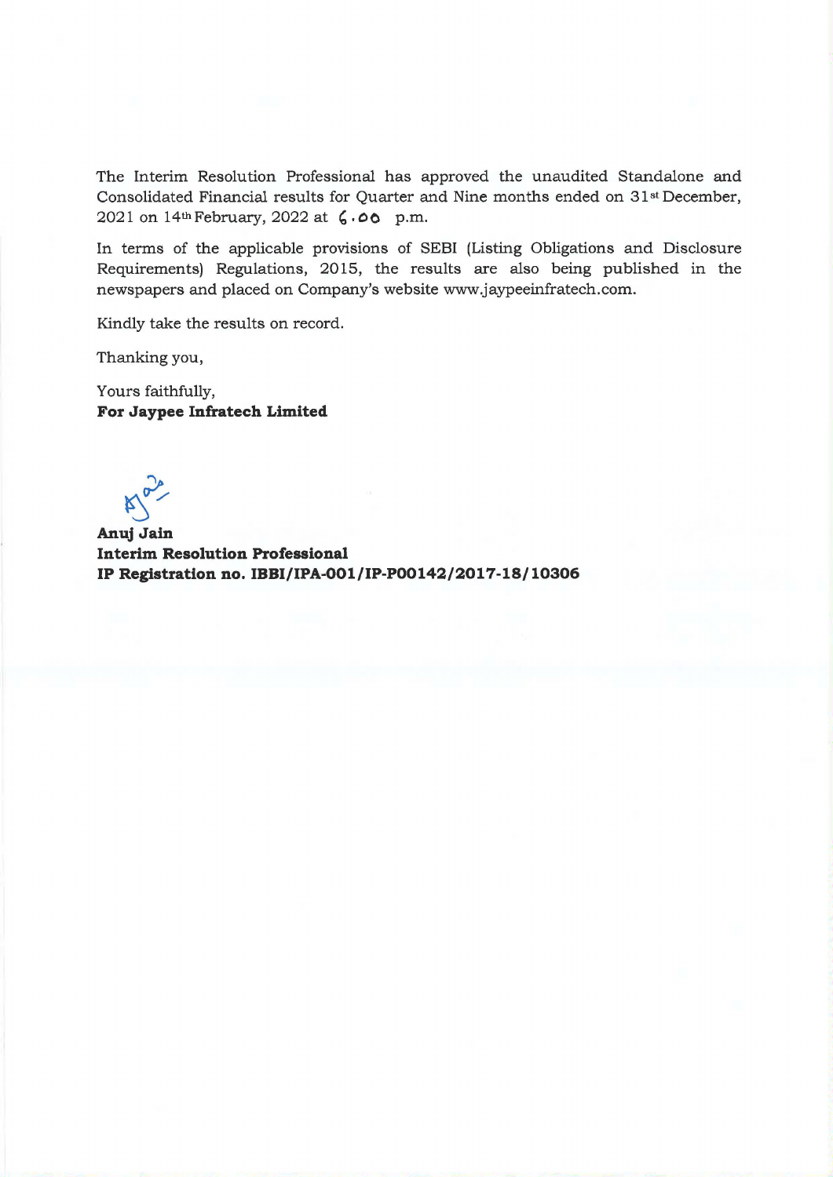The Interim Resolution Professional has approved the unaudited Standalone and Consolidated Financial results for Quarter and Nine months ended on 31st December, 2021 on 14th February, 2022 at 6.00 p.m.

In terms of the applicable provisions of SEBI (Listing Obligations and Disclosure Requirements) Regulations, 2015, the results are also being published in the newspapers and placed on Company's website www.jaypeeinfratech.com.

Kindly take the results on record.

Thanking you,

Yours faithfully,
**For Jaypee Infratech Limited**

**Anuj Jain**
**Interim Resolution Professional**
**IP Registration no. IBBI/IPA-001/IP-P00142/2017-18/10306**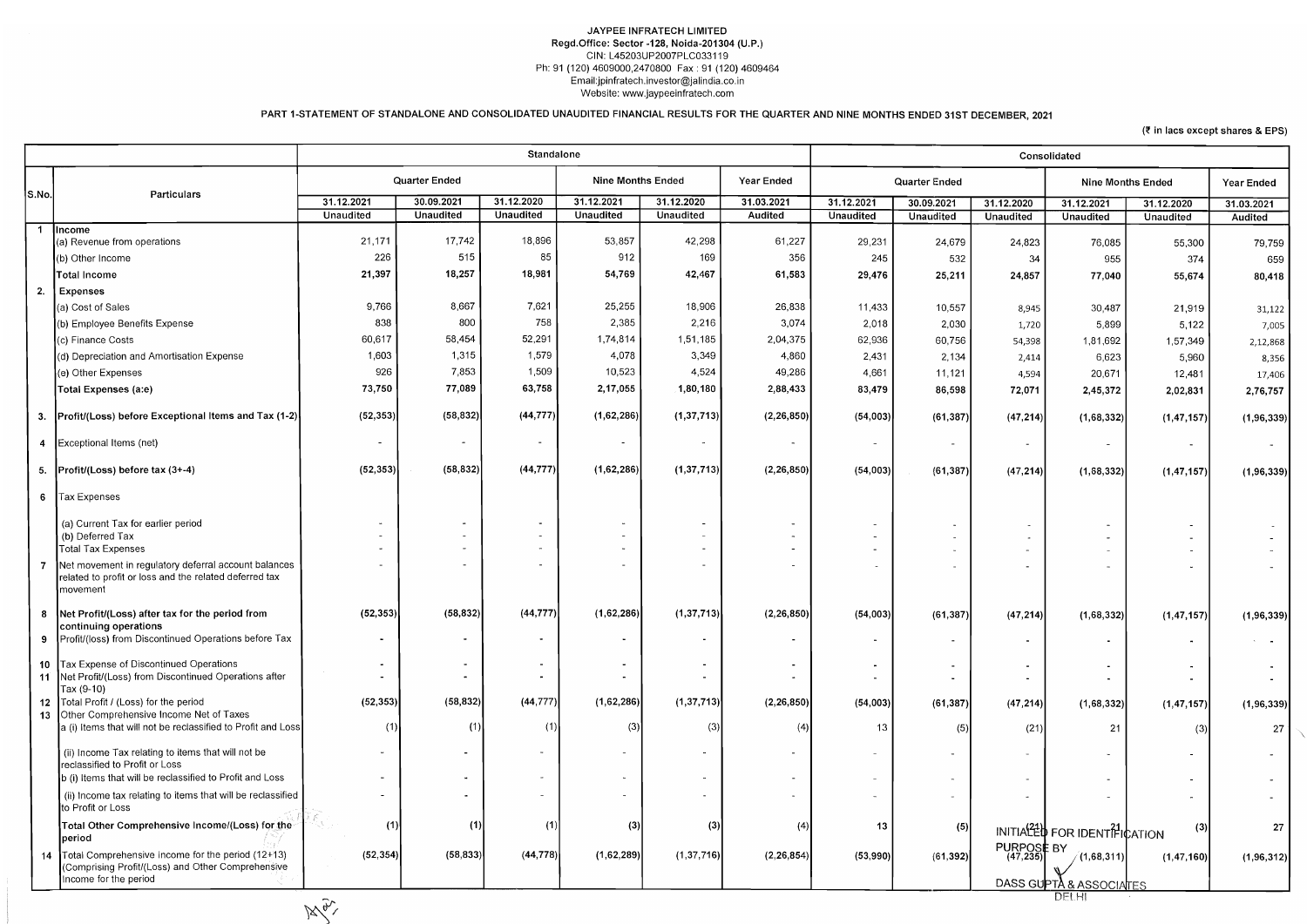JAYPEE INFRATECH LIMITED
Regd.Office: Sector -128, Noida-201304 (U.P.)
CIN: L45203UP2007PLC033119
Ph: 91 (120) 4609000,2470800 Fax : 91 (120) 4609464
Email:jpinfratech.investor@jalindia.co.in
Website: www.jaypeeinfratech.com

## PART 1-STATEMENT OF STANDALONE AND CONSOLIDATED UNAUDITED FINANCIAL RESULTS FOR THE QUARTER AND NINE MONTHS ENDED 31ST DECEMBER, 2021

(₹ in lacs except shares & EPS)

| S.No. | Particulars | Standalone | | | | | | Consolidated | | | | | |
|---|---|---|---|---|---|---|---|---|---|---|---|---|---|
| | | Quarter Ended | | | Nine Months Ended | | Year Ended | Quarter Ended | | | Nine Months Ended | | Year Ended |
| | | 31.12.2021 | 30.09.2021 | 31.12.2020 | 31.12.2021 | 31.12.2020 | 31.03.2021 | 31.12.2021 | 30.09.2021 | 31.12.2020 | 31.12.2021 | 31.12.2020 | 31.03.2021 |
| | | Unaudited | Unaudited | Unaudited | Unaudited | Unaudited | Audited | Unaudited | Unaudited | Unaudited | Unaudited | Unaudited | Audited |
| 1 | **Income** | | | | | | | | | | | | |
| | (a) Revenue from operations | 21,171 | 17,742 | 18,896 | 53,857 | 42,298 | 61,227 | 29,231 | 24,679 | 24,823 | 76,085 | 55,300 | 79,759 |
| | (b) Other Income | 226 | 515 | 85 | 912 | 169 | 356 | 245 | 532 | 34 | 955 | 374 | 659 |
| | **Total Income** | **21,397** | **18,257** | **18,981** | **54,769** | **42,467** | **61,583** | **29,476** | **25,211** | **24,857** | **77,040** | **55,674** | **80,418** |
| 2. | **Expenses** | | | | | | | | | | | | |
| | (a) Cost of Sales | 9,766 | 8,667 | 7,621 | 25,255 | 18,906 | 26,838 | 11,433 | 10,557 | 8,945 | 30,487 | 21,919 | 31,122 |
| | (b) Employee Benefits Expense | 838 | 800 | 758 | 2,385 | 2,216 | 3,074 | 2,018 | 2,030 | 1,720 | 5,899 | 5,122 | 7,005 |
| | (c) Finance Costs | 60,617 | 58,454 | 52,291 | 1,74,814 | 1,51,185 | 2,04,375 | 62,936 | 60,756 | 54,398 | 1,81,692 | 1,57,349 | 2,12,868 |
| | (d) Depreciation and Amortisation Expense | 1,603 | 1,315 | 1,579 | 4,078 | 3,349 | 4,860 | 2,431 | 2,134 | 2,414 | 6,623 | 5,960 | 8,356 |
| | (e) Other Expenses | 926 | 7,853 | 1,509 | 10,523 | 4,524 | 49,286 | 4,661 | 11,121 | 4,594 | 20,671 | 12,481 | 17,406 |
| | **Total Expenses (a:e)** | **73,750** | **77,089** | **63,758** | **2,17,055** | **1,80,180** | **2,88,433** | **83,479** | **86,598** | **72,071** | **2,45,372** | **2,02,831** | **2,76,757** |
| 3. | **Profit/(Loss) before Exceptional Items and Tax (1-2)** | (52,353) | (58,832) | (44,777) | (1,62,286) | (1,37,713) | (2,26,850) | (54,003) | (61,387) | (47,214) | (1,68,332) | (1,47,157) | (1,96,339) |
| 4 | Exceptional Items (net) | - | - | - | - | - | - | - | - | - | - | - | - |
| 5. | **Profit/(Loss) before tax (3+-4)** | (52,353) | (58,832) | (44,777) | (1,62,286) | (1,37,713) | (2,26,850) | (54,003) | (61,387) | (47,214) | (1,68,332) | (1,47,157) | (1,96,339) |
| 6 | Tax Expenses | | | | | | | | | | | | |
| | (a) Current Tax for earlier period | - | - | - | - | - | - | - | - | - | - | - | - |
| | (b) Deferred Tax | - | - | - | - | - | - | - | - | - | - | - | - |
| | Total Tax Expenses | - | - | - | - | - | - | - | - | - | - | - | - |
| 7 | Net movement in regulatory deferral account balances related to profit or loss and the related deferred tax movement | - | - | - | - | - | - | - | - | - | - | - | - |
| 8 | **Net Profit/(Loss) after tax for the period from continuing operations** | (52,353) | (58,832) | (44,777) | (1,62,286) | (1,37,713) | (2,26,850) | (54,003) | (61,387) | (47,214) | (1,68,332) | (1,47,157) | (1,96,339) |
| 9 | Profit/(loss) from Discontinued Operations before Tax | - | - | - | - | - | - | - | - | - | - | - | - |
| 10 | Tax Expense of Discontinued Operations | - | - | - | - | - | - | - | - | - | - | - | - |
| 11 | Net Profit/(Loss) from Discontinued Operations after Tax (9-10) | - | - | - | - | - | - | - | - | - | - | - | - |
| 12 | Total Profit / (Loss) for the period | (52,353) | (58,832) | (44,777) | (1,62,286) | (1,37,713) | (2,26,850) | (54,003) | (61,387) | (47,214) | (1,68,332) | (1,47,157) | (1,96,339) |
| 13 | Other Comprehensive Income Net of Taxes | | | | | | | | | | | | |
| | a (i) Items that will not be reclassified to Profit and Loss | (1) | (1) | (1) | (3) | (3) | (4) | 13 | (5) | (21) | 21 | (3) | 27 |
| | (ii) Income Tax relating to items that will not be reclassified to Profit or Loss | - | - | - | - | - | - | - | - | - | - | - | - |
| | b (i) Items that will be reclassified to Profit and Loss | - | - | - | - | - | - | - | - | - | - | - | - |
| | (ii) Income tax relating to items that will be reclassified to Profit or Loss | - | - | - | - | - | - | - | - | - | - | - | - |
| | **Total Other Comprehensive Income/(Loss) for the period** | (1) | (1) | (1) | (3) | (3) | (4) | 13 | (5) | (21) | 21 | (3) | 27 |
| 14 | Total Comprehensive Income for the period (12+13) (Comprising Profit/(Loss) and Other Comprehensive Income for the period | (52,354) | (58,833) | (44,778) | (1,62,289) | (1,37,716) | (2,26,854) | (53,990) | (61,392) | (47,235) | (1,68,311) | (1,47,160) | (1,96,312) |

INITIALED FOR IDENTIFICATION PURPOSE BY
DASS GUPTA & ASSOCIATES
DELHI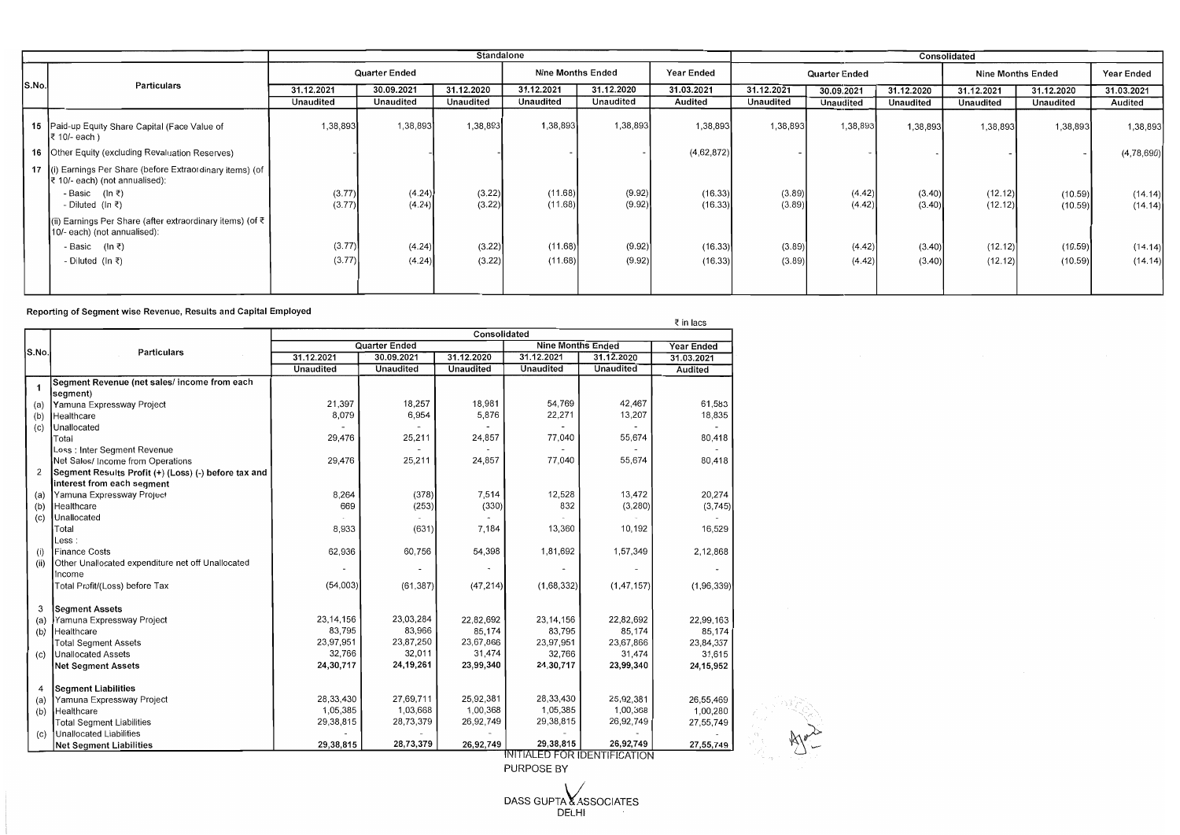| S.No. | Particulars | Standalone | | | | | | Consolidated | | | | | |
|---|---|---|---|---|---|---|---|---|---|---|---|---|---|
| | | Quarter Ended | | | Nine Months Ended | | Year Ended | Quarter Ended | | | Nine Months Ended | | Year Ended |
| | | 31.12.2021 | 30.09.2021 | 31.12.2020 | 31.12.2021 | 31.12.2020 | 31.03.2021 | 31.12.2021 | 30.09.2021 | 31.12.2020 | 31.12.2021 | 31.12.2020 | 31.03.2021 |
| | | Unaudited | Unaudited | Unaudited | Unaudited | Unaudited | Audited | Unaudited | Unaudited | Unaudited | Unaudited | Unaudited | Audited |
| 15 | Paid-up Equity Share Capital (Face Value of ₹ 10/- each ) | 1,38,893 | 1,38,893 | 1,38,893 | 1,38,893 | 1,38,893 | 1,38,893 | 1,38,893 | 1,38,893 | 1,38,893 | 1,38,893 | 1,38,893 | 1,38,893 |
| 16 | Other Equity (excluding Revaluation Reserves) | - | - | - | - | - | (4,62,872) | - | - | - | - | - | (4,78,690) |
| 17 | (i) Earnings Per Share (before Extraordinary items) (of ₹ 10/- each) (not annualised): | | | | | | | | | | | | |
| | - Basic (In ₹) | (3.77) | (4.24) | (3.22) | (11.68) | (9.92) | (16.33) | (3.89) | (4.42) | (3.40) | (12.12) | (10.59) | (14.14) |
| | - Diluted (In ₹) | (3.77) | (4.24) | (3.22) | (11.68) | (9.92) | (16.33) | (3.89) | (4.42) | (3.40) | (12.12) | (10.59) | (14.14) |
| | (ii) Earnings Per Share (after extraordinary items) (of ₹ 10/- each) (not annualised): | | | | | | | | | | | | |
| | - Basic (In ₹) | (3.77) | (4.24) | (3.22) | (11.68) | (9.92) | (16.33) | (3.89) | (4.42) | (3.40) | (12.12) | (10.59) | (14.14) |
| | - Diluted (In ₹) | (3.77) | (4.24) | (3.22) | (11.68) | (9.92) | (16.33) | (3.89) | (4.42) | (3.40) | (12.12) | (10.59) | (14.14) |

**Reporting of Segment wise Revenue, Results and Capital Employed**

₹ in lacs

| S.No. | Particulars | Consolidated | | | | | |
|---|---|---|---|---|---|---|---|
| | | Quarter Ended | | | Nine Months Ended | | Year Ended |
| | | 31.12.2021 | 30.09.2021 | 31.12.2020 | 31.12.2021 | 31.12.2020 | 31.03.2021 |
| | | Unaudited | Unaudited | Unaudited | Unaudited | Unaudited | Audited |
| 1 | **Segment Revenue (net sales/ income from each segment)** | | | | | | |
| (a) | Yamuna Expressway Project | 21,397 | 18,257 | 18,981 | 54,769 | 42,467 | 61,583 |
| (b) | Healthcare | 8,079 | 6,954 | 5,876 | 22,271 | 13,207 | 18,835 |
| (c) | Unallocated | - | - | - | - | - | - |
| | Total | 29,476 | 25,211 | 24,857 | 77,040 | 55,674 | 80,418 |
| | Less : Inter Segment Revenue | - | - | - | - | - | - |
| | Net Sales/ Income from Operations | 29,476 | 25,211 | 24,857 | 77,040 | 55,674 | 80,418 |
| 2 | **Segment Results Profit (+) (Loss) (-) before tax and interest from each segment** | | | | | | |
| (a) | Yamuna Expressway Project | 8,264 | (378) | 7,514 | 12,528 | 13,472 | 20,274 |
| (b) | Healthcare | 669 | (253) | (330) | 832 | (3,280) | (3,745) |
| (c) | Unallocated | - | - | - | - | - | - |
| | Total | 8,933 | (631) | 7,184 | 13,360 | 10,192 | 16,529 |
| | Less : | | | | | | |
| (i) | Finance Costs | 62,936 | 60,756 | 54,398 | 1,81,692 | 1,57,349 | 2,12,868 |
| (ii) | Other Unallocated expenditure net off Unallocated Income | - | - | - | - | - | - |
| | Total Profit/(Loss) before Tax | (54,003) | (61,387) | (47,214) | (1,68,332) | (1,47,157) | (1,96,339) |
| 3 | **Segment Assets** | | | | | | |
| (a) | Yamuna Expressway Project | 23,14,156 | 23,03,284 | 22,82,692 | 23,14,156 | 22,82,692 | 22,99,163 |
| (b) | Healthcare | 83,795 | 83,966 | 85,174 | 83,795 | 85,174 | 85,174 |
| | Total Segment Assets | 23,97,951 | 23,87,250 | 23,67,866 | 23,97,951 | 23,67,866 | 23,84,337 |
| (c) | Unallocated Assets | 32,766 | 32,011 | 31,474 | 32,766 | 31,474 | 31,615 |
| | **Net Segment Assets** | **24,30,717** | **24,19,261** | **23,99,340** | **24,30,717** | **23,99,340** | **24,15,952** |
| 4 | **Segment Liabilities** | | | | | | |
| (a) | Yamuna Expressway Project | 28,33,430 | 27,69,711 | 25,92,381 | 28,33,430 | 25,92,381 | 26,55,469 |
| (b) | Healthcare | 1,05,385 | 1,03,668 | 1,00,368 | 1,05,385 | 1,00,368 | 1,00,280 |
| | Total Segment Liabilities | 29,38,815 | 28,73,379 | 26,92,749 | 29,38,815 | 26,92,749 | 27,55,749 |
| (c) | Unallocated Liabilities | - | - | - | - | - | - |
| | **Net Segment Liabilities** | **29,38,815** | **28,73,379** | **26,92,749** | **29,38,815** | **26,92,749** | **27,55,749** |

INITIALED FOR IDENTIFICATION PURPOSE BY

DASS GUPTA & ASSOCIATES
DELHI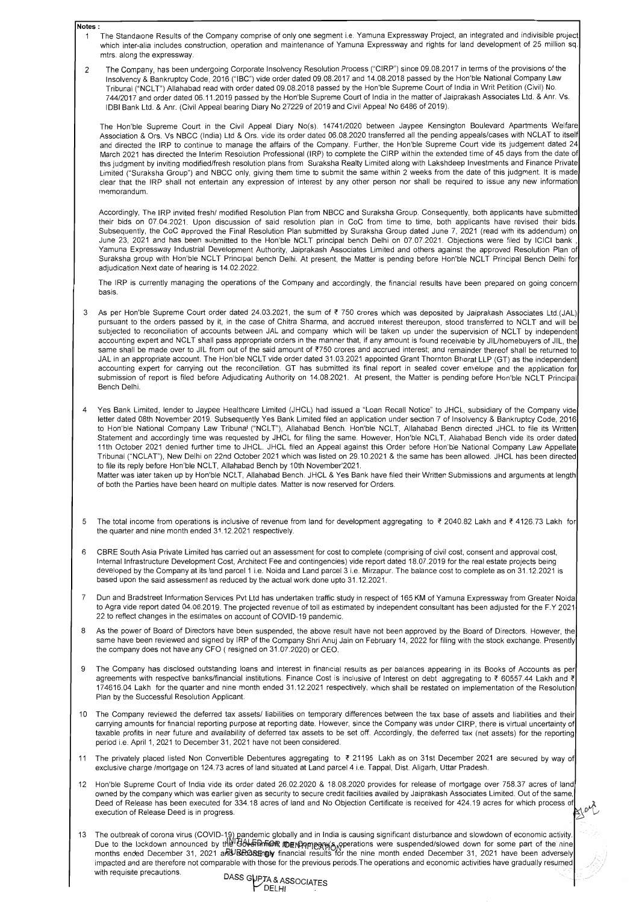**Notes :**

1. The Standalone Results of the Company comprise of only one segment i.e. Yamuna Expressway Project, an integrated and indivisible project which inter-alia includes construction, operation and maintenance of Yamuna Expressway and rights for land development of 25 million sq. mtrs. along the expressway.

2. The Company, has been undergoing Corporate Insolvency Resolution Process ("CIRP") since 09.08.2017 in terms of the provisions of the Insolvency & Bankruptcy Code, 2016 ("IBC") vide order dated 09.08.2017 and 14.08.2018 passed by the Hon'ble National Company Law Tribunal ("NCLT") Allahabad read with order dated 09.08.2018 passed by the Hon'ble Supreme Court of India in Writ Petition (Civil) No. 744/2017 and order dated 06.11.2019 passed by the Hon'ble Supreme Court of India in the matter of Jaiprakash Associates Ltd. & Anr. Vs. IDBI Bank Ltd. & Anr. (Civil Appeal bearing Diary No 27229 of 2019 and Civil Appeal No 6486 of 2019).

   The Hon'ble Supreme Court in the Civil Appeal Diary No(s). 14741/2020 between Jaypee Kensington Boulevard Apartments Welfare Association & Ors. Vs NBCC (India) Ltd & Ors. vide its order dated 06.08.2020 transferred all the pending appeals/cases with NCLAT to itself and directed the IRP to continue to manage the affairs of the Company. Further, the Hon'ble Supreme Court vide its judgement dated 24 March 2021 has directed the Interim Resolution Professional (IRP) to complete the CIRP within the extended time of 45 days from the date of this judgment by inviting modified/fresh resolution plans from Suraksha Realty Limited along with Lakshdeep Investments and Finance Private Limited ("Suraksha Group") and NBCC only, giving them time to submit the same within 2 weeks from the date of this judgment. It is made clear that the IRP shall not entertain any expression of interest by any other person nor shall be required to issue any new information memorandum.

   Accordingly, The IRP invited fresh/ modified Resolution Plan from NBCC and Suraksha Group. Consequently, both applicants have submitted their bids on 07.04.2021. Upon discussion of said resolution plan in CoC from time to time, both applicants have revised their bids. Subsequently, the CoC approved the Final Resolution Plan submitted by Suraksha Group dated June 7, 2021 (read with its addendum) on June 23, 2021 and has been submitted to the Hon'ble NCLT principal bench Delhi on 07.07.2021. Objections were filed by ICICI bank , Yamuna Expressway Industrial Development Authority, Jaiprakash Associates Limited and others against the approved Resolution Plan of Suraksha group with Hon'ble NCLT Principal bench Delhi. At present, the Matter is pending before Hon'ble NCLT Principal Bench Delhi for adjudication.Next date of hearing is 14.02.2022.

   The IRP is currently managing the operations of the Company and accordingly, the financial results have been prepared on going concern basis.

3. As per Hon'ble Supreme Court order dated 24.03.2021, the sum of ₹ 750 crores which was deposited by Jaiprakash Associates Ltd.(JAL) pursuant to the orders passed by it, in the case of Chitra Sharma, and accrued interest thereupon, stood transferred to NCLT and will be subjected to reconciliation of accounts between JAL and company which will be taken up under the supervision of NCLT by independent accounting expert and NCLT shall pass appropriate orders in the manner that, if any amount is found receivable by JIL/homebuyers of JIL, the same shall be made over to JIL from out of the said amount of ₹750 crores and accrued interest; and remainder thereof shall be returned to JAL in an appropriate account. The Hon'ble NCLT vide order dated 31.03.2021 appointed Grant Thornton Bharat LLP (GT) as the independent accounting expert for carrying out the reconciliation. GT has submitted its final report in sealed cover envelope and the application for submission of report is filed before Adjudicating Authority on 14.08.2021. At present, the Matter is pending before Hon'ble NCLT Principal Bench Delhi.

4. Yes Bank Limited, lender to Jaypee Healthcare Limited (JHCL) had issued a "Loan Recall Notice" to JHCL, subsidiary of the Company vide letter dated 08th November 2019. Subsequently Yes Bank Limited filed an application under section 7 of Insolvency & Bankruptcy Code, 2016 to Hon'ble National Company Law Tribunal ("NCLT"), Allahabad Bench. Hon'ble NCLT, Allahabad Bench directed JHCL to file its Written Statement and accordingly time was requested by JHCL for filing the same. However, Hon'ble NCLT, Allahabad Bench vide its order dated 11th October 2021 denied further time to JHCL. JHCL filed an Appeal against this Order before Hon'ble National Company Law Appellate Tribunal ("NCLAT"), New Delhi on 22nd October 2021 which was listed on 29.10.2021 & the same has been allowed. JHCL has been directed to file its reply before Hon'ble NCLT, Allahabad Bench by 10th November'2021.
   Matter was later taken up by Hon'ble NCLT, Allahabad Bench. JHCL & Yes Bank have filed their Written Submissions and arguments at length of both the Parties have been heard on multiple dates. Matter is now reserved for Orders.

5. The total income from operations is inclusive of revenue from land for development aggregating to ₹ 2040.82 Lakh and ₹ 4126.73 Lakh for the quarter and nine month ended 31.12.2021 respectively.

6. CBRE South Asia Private Limited has carried out an assessment for cost to complete (comprising of civil cost, consent and approval cost, Internal Infrastructure Development Cost, Architect Fee and contingencies) vide report dated 18.07.2019 for the real estate projects being developed by the Company at its land parcel 1 i.e. Noida and Land parcel 3 i.e. Mirzapur. The balance cost to complete as on 31.12.2021 is based upon the said assessment as reduced by the actual work done upto 31.12.2021.

7. Dun and Bradstreet Information Services Pvt Ltd has undertaken traffic study in respect of 165 KM of Yamuna Expressway from Greater Noida to Agra vide report dated 04.06.2019. The projected revenue of toll as estimated by independent consultant has been adjusted for the F.Y 2021-22 to reflect changes in the estimates on account of COVID-19 pandemic.

8. As the power of Board of Directors have been suspended, the above result have not been approved by the Board of Directors. However, the same have been reviewed and signed by IRP of the Company Shri Anuj Jain on February 14, 2022 for filing with the stock exchange. Presently the company does not have any CFO ( resigned on 31.07.2020) or CEO.

9. The Company has disclosed outstanding loans and interest in financial results as per balances appearing in its Books of Accounts as per agreements with respective banks/financial institutions. Finance Cost is inclusive of Interest on debt aggregating to ₹ 60557.44 Lakh and ₹ 174616.04 Lakh for the quarter and nine month ended 31.12.2021 respectively, which shall be restated on implementation of the Resolution Plan by the Successful Resolution Applicant.

10. The Company reviewed the deferred tax assets/ liabilities on temporary differences between the tax base of assets and liabilities and their carrying amounts for financial reporting purpose at reporting date. However, since the Company was under CIRP, there is virtual uncertainty of taxable profits in near future and availability of deferred tax assets to be set off. Accordingly, the deferred tax (net assets) for the reporting period i.e. April 1, 2021 to December 31, 2021 have not been considered.

11. The privately placed listed Non Convertible Debentures aggregating to ₹ 21195 Lakh as on 31st December 2021 are secured by way of exclusive charge /mortgage on 124.73 acres of land situated at Land parcel 4 i.e. Tappal, Dist. Aligarh, Uttar Pradesh.

12. Hon'ble Supreme Court of India vide its order dated 26.02.2020 & 18.08.2020 provides for release of mortgage over 758.37 acres of land owned by the company which was earlier given as security to secure credit facilities availed by Jaiprakash Associates Limited. Out of the same, Deed of Release has been executed for 334.18 acres of land and No Objection Certificate is received for 424.19 acres for which process of execution of Release Deed is in progress.

13. The outbreak of corona virus (COVID-19) pandemic globally and in India is causing significant disturbance and slowdown of economic activity. Due to the lockdown announced by the Government, Company's operations were suspended/slowed down for some part of the nine months ended December 31, 2021 and accordingly financial results for the nine month ended December 31, 2021 have been adversely impacted and are therefore not comparable with those for the previous periods.The operations and economic activities have gradually resumed with requisite precautions.

INITIALED FOR IDENTIFICATION PURPOSES

DASS GUPTA & ASSOCIATES
DELHI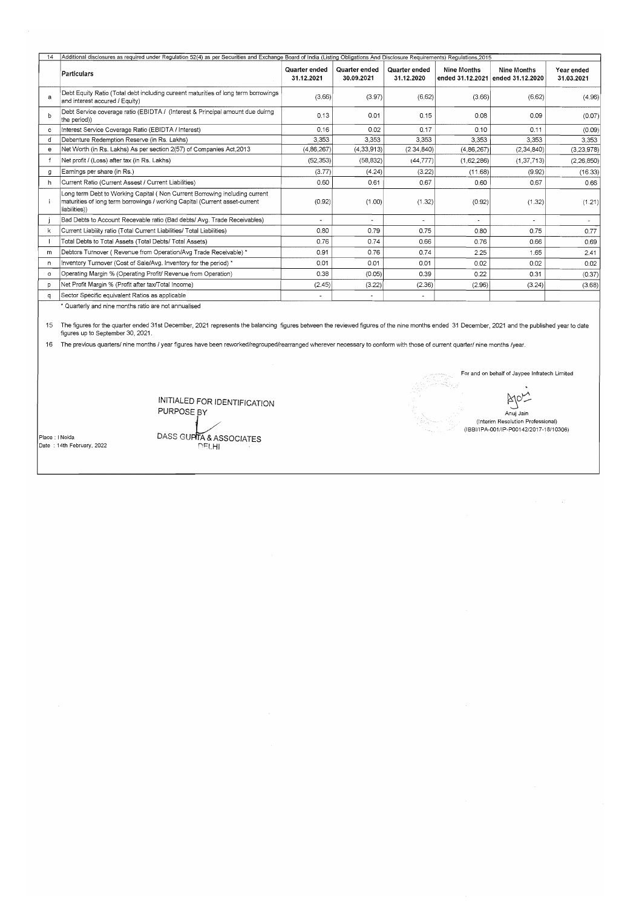| 14 | Additional disclosures as required under Regulation 52(4) as per Securities and Exchange Board of India (Listing Obligations And Disclosure Requirements) Regulations,2015 | | | | | | |
|---|---|---|---|---|---|---|---|
| | **Particulars** | **Quarter ended 31.12.2021** | **Quarter ended 30.09.2021** | **Quarter ended 31.12.2020** | **Nine Months ended 31.12.2021** | **Nine Months ended 31.12.2020** | **Year ended 31.03.2021** |
| a | Debt Equity Ratio (Total debt including cureent maturities of long term borrowings and interest accured / Equity) | (3.66) | (3.97) | (6.62) | (3.66) | (6.62) | (4.96) |
| b | Debt Service coverage ratio (EBIDTA / (Interest & Principal amount due duirng the period)) | 0.13 | 0.01 | 0.15 | 0.08 | 0.09 | (0.07) |
| c | Interest Service Coverage Ratio (EBIDTA / Interest) | 0.16 | 0.02 | 0.17 | 0.10 | 0.11 | (0.09) |
| d | Debenture Redemption Reserve (in Rs. Lakhs) | 3,353 | 3,353 | 3,353 | 3,353 | 3,353 | 3,353 |
| e | Net Worth (in Rs. Lakhs) As per section 2(57) of Companies Act,2013 | (4,86,267) | (4,33,913) | (2,34,840) | (4,86,267) | (2,34,840) | (3,23,978) |
| f | Net profit / (Loss) after tax (in Rs. Lakhs) | (52,353) | (58,832) | (44,777) | (1,62,286) | (1,37,713) | (2,26,850) |
| g | Earnings per share (in Rs.) | (3.77) | (4.24) | (3.22) | (11.68) | (9.92) | (16.33) |
| h | Current Ratio (Current Assest / Current Liabilities) | 0.60 | 0.61 | 0.67 | 0.60 | 0.67 | 0.66 |
| i | Long term Debt to Working Capital ( Non Current Borrowing including current maturities of long term borrowings / working Capital (Current asset-current liabilities)) | (0.92) | (1.00) | (1.32) | (0.92) | (1.32) | (1.21) |
| j | Bad Debts to Account Recevable ratio (Bad debts/ Avg. Trade Receivables) | - | - | - | - | - | - |
| k | Current Liability ratio (Total Current Liabilities/ Total Liabilities) | 0.80 | 0.79 | 0.75 | 0.80 | 0.75 | 0.77 |
| l | Total Debts to Total Assets (Total Debts/ Total Assets) | 0.76 | 0.74 | 0.66 | 0.76 | 0.66 | 0.69 |
| m | Debtors Turnover ( Revenue from Operation/Avg Trade Receivable) * | 0.91 | 0.76 | 0.74 | 2.25 | 1.65 | 2.41 |
| n | Inventory Turnover (Cost of Sale/Avg. Inventory for the period) * | 0.01 | 0.01 | 0.01 | 0.02 | 0.02 | 0.02 |
| o | Operating Margin % (Operating Profit/ Revenue from Operation) | 0.38 | (0.05) | 0.39 | 0.22 | 0.31 | (0.37) |
| p | Net Profit Margin % (Profit after tax/Total Income) | (2.45) | (3.22) | (2.36) | (2.96) | (3.24) | (3.68) |
| q | Sector Specific equivalent Ratios as applicable | - | - | - | | | |

\* Quarterly and nine months ratio are not annualised

15 The figures for the quarter ended 31st December, 2021 represents the balancing figures between the reviewed figures of the nine months ended 31 December, 2021 and the published year to date figures up to September 30, 2021.

16 The previous quarters/ nine months / year figures have been reworked/regrouped/rearranged wherever necessary to conform with those of current quarter/ nine months /year.

INITIALED FOR IDENTIFICATION PURPOSE BY

DASS GUPTA & ASSOCIATES
DELHI

For and on behalf of Jaypee Infratech Limited

Anuj Jain
(Interim Resolution Professional)
(IBBI/IPA-001/IP-P00142/2017-18/10306)

Place : Noida
Date : 14th February, 2022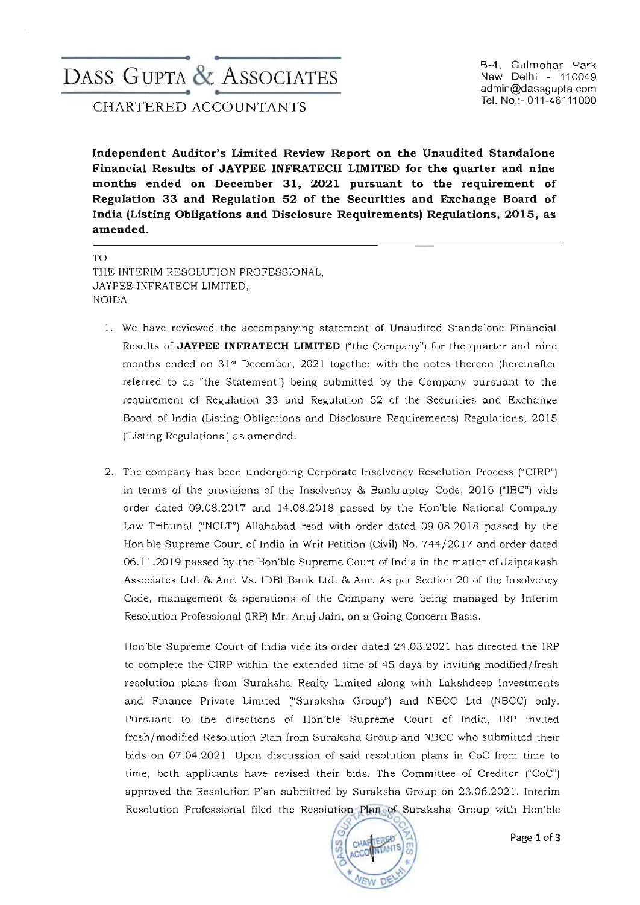# DASS GUPTA & ASSOCIATES

CHARTERED ACCOUNTANTS

B-4, Gulmohar Park
New Delhi - 110049
admin@dassgupta.com
Tel. No.:- 011-46111000

**Independent Auditor's Limited Review Report on the Unaudited Standalone Financial Results of JAYPEE INFRATECH LIMITED for the quarter and nine months ended on December 31, 2021 pursuant to the requirement of Regulation 33 and Regulation 52 of the Securities and Exchange Board of India (Listing Obligations and Disclosure Requirements) Regulations, 2015, as amended.**

---

TO
THE INTERIM RESOLUTION PROFESSIONAL,
JAYPEE INFRATECH LIMITED,
NOIDA

1. We have reviewed the accompanying statement of Unaudited Standalone Financial Results of **JAYPEE INFRATECH LIMITED** ("the Company") for the quarter and nine months ended on 31st December, 2021 together with the notes thereon (hereinafter referred to as "the Statement") being submitted by the Company pursuant to the requirement of Regulation 33 and Regulation 52 of the Securities and Exchange Board of India (Listing Obligations and Disclosure Requirements) Regulations, 2015 ('Listing Regulations') as amended.

2. The company has been undergoing Corporate Insolvency Resolution Process ("CIRP") in terms of the provisions of the Insolvency & Bankruptcy Code, 2016 ("IBC") vide order dated 09.08.2017 and 14.08.2018 passed by the Hon'ble National Company Law Tribunal ("NCLT") Allahabad read with order dated 09.08.2018 passed by the Hon'ble Supreme Court of India in Writ Petition (Civil) No. 744/2017 and order dated 06.11.2019 passed by the Hon'ble Supreme Court of India in the matter of Jaiprakash Associates Ltd. & Anr. Vs. IDBI Bank Ltd. & Anr. As per Section 20 of the Insolvency Code, management & operations of the Company were being managed by Interim Resolution Professional (IRP) Mr. Anuj Jain, on a Going Concern Basis.

   Hon'ble Supreme Court of India vide its order dated 24.03.2021 has directed the IRP to complete the CIRP within the extended time of 45 days by inviting modified/fresh resolution plans from Suraksha Realty Limited along with Lakshdeep Investments and Finance Private Limited ("Suraksha Group") and NBCC Ltd (NBCC) only. Pursuant to the directions of Hon'ble Supreme Court of India, IRP invited fresh/modified Resolution Plan from Suraksha Group and NBCC who submitted their bids on 07.04.2021. Upon discussion of said resolution plans in CoC from time to time, both applicants have revised their bids. The Committee of Creditor ("CoC") approved the Resolution Plan submitted by Suraksha Group on 23.06.2021. Interim Resolution Professional filed the Resolution Plan of Suraksha Group with Hon'ble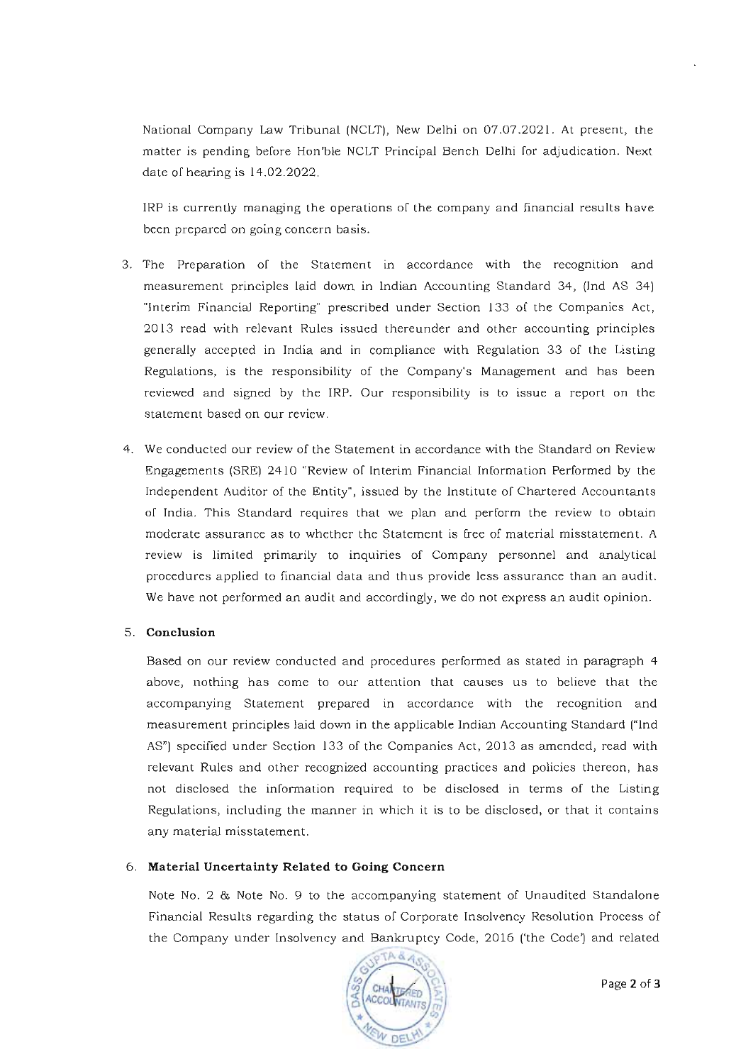National Company Law Tribunal (NCLT), New Delhi on 07.07.2021. At present, the matter is pending before Hon'ble NCLT Principal Bench Delhi for adjudication. Next date of hearing is 14.02.2022.

IRP is currently managing the operations of the company and financial results have been prepared on going concern basis.

3. The Preparation of the Statement in accordance with the recognition and measurement principles laid down in Indian Accounting Standard 34, (Ind AS 34) "Interim Financial Reporting" prescribed under Section 133 of the Companies Act, 2013 read with relevant Rules issued thereunder and other accounting principles generally accepted in India and in compliance with Regulation 33 of the Listing Regulations, is the responsibility of the Company's Management and has been reviewed and signed by the IRP. Our responsibility is to issue a report on the statement based on our review.

4. We conducted our review of the Statement in accordance with the Standard on Review Engagements (SRE) 2410 "Review of Interim Financial Information Performed by the Independent Auditor of the Entity", issued by the Institute of Chartered Accountants of India. This Standard requires that we plan and perform the review to obtain moderate assurance as to whether the Statement is free of material misstatement. A review is limited primarily to inquiries of Company personnel and analytical procedures applied to financial data and thus provide less assurance than an audit. We have not performed an audit and accordingly, we do not express an audit opinion.

5. **Conclusion**

   Based on our review conducted and procedures performed as stated in paragraph 4 above, nothing has come to our attention that causes us to believe that the accompanying Statement prepared in accordance with the recognition and measurement principles laid down in the applicable Indian Accounting Standard ("Ind AS") specified under Section 133 of the Companies Act, 2013 as amended, read with relevant Rules and other recognized accounting practices and policies thereon, has not disclosed the information required to be disclosed in terms of the Listing Regulations, including the manner in which it is to be disclosed, or that it contains any material misstatement.

6. **Material Uncertainty Related to Going Concern**

   Note No. 2 & Note No. 9 to the accompanying statement of Unaudited Standalone Financial Results regarding the status of Corporate Insolvency Resolution Process of the Company under Insolvency and Bankruptcy Code, 2016 ('the Code') and related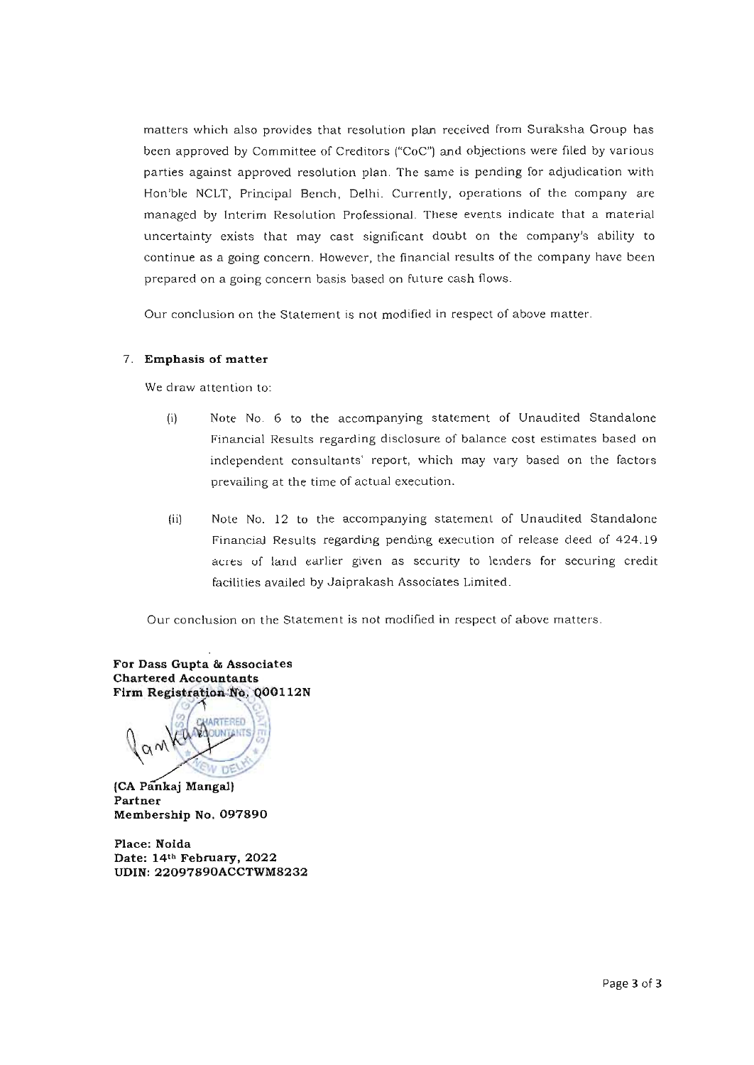matters which also provides that resolution plan received from Suraksha Group has been approved by Committee of Creditors ("CoC") and objections were filed by various parties against approved resolution plan. The same is pending for adjudication with Hon'ble NCLT, Principal Bench, Delhi. Currently, operations of the company are managed by Interim Resolution Professional. These events indicate that a material uncertainty exists that may cast significant doubt on the company's ability to continue as a going concern. However, the financial results of the company have been prepared on a going concern basis based on future cash flows.

Our conclusion on the Statement is not modified in respect of above matter.

7. **Emphasis of matter**

   We draw attention to:

   (i) Note No. 6 to the accompanying statement of Unaudited Standalone Financial Results regarding disclosure of balance cost estimates based on independent consultants' report, which may vary based on the factors prevailing at the time of actual execution.

   (ii) Note No. 12 to the accompanying statement of Unaudited Standalone Financial Results regarding pending execution of release deed of 424.19 acres of land earlier given as security to lenders for securing credit facilities availed by Jaiprakash Associates Limited.

   Our conclusion on the Statement is not modified in respect of above matters.

**For Dass Gupta & Associates**
**Chartered Accountants**
**Firm Registration No. 000112N**

**(CA Pankaj Mangal)**
**Partner**
**Membership No. 097890**

**Place: Noida**
**Date: 14th February, 2022**
**UDIN: 22097890ACCTWM8232**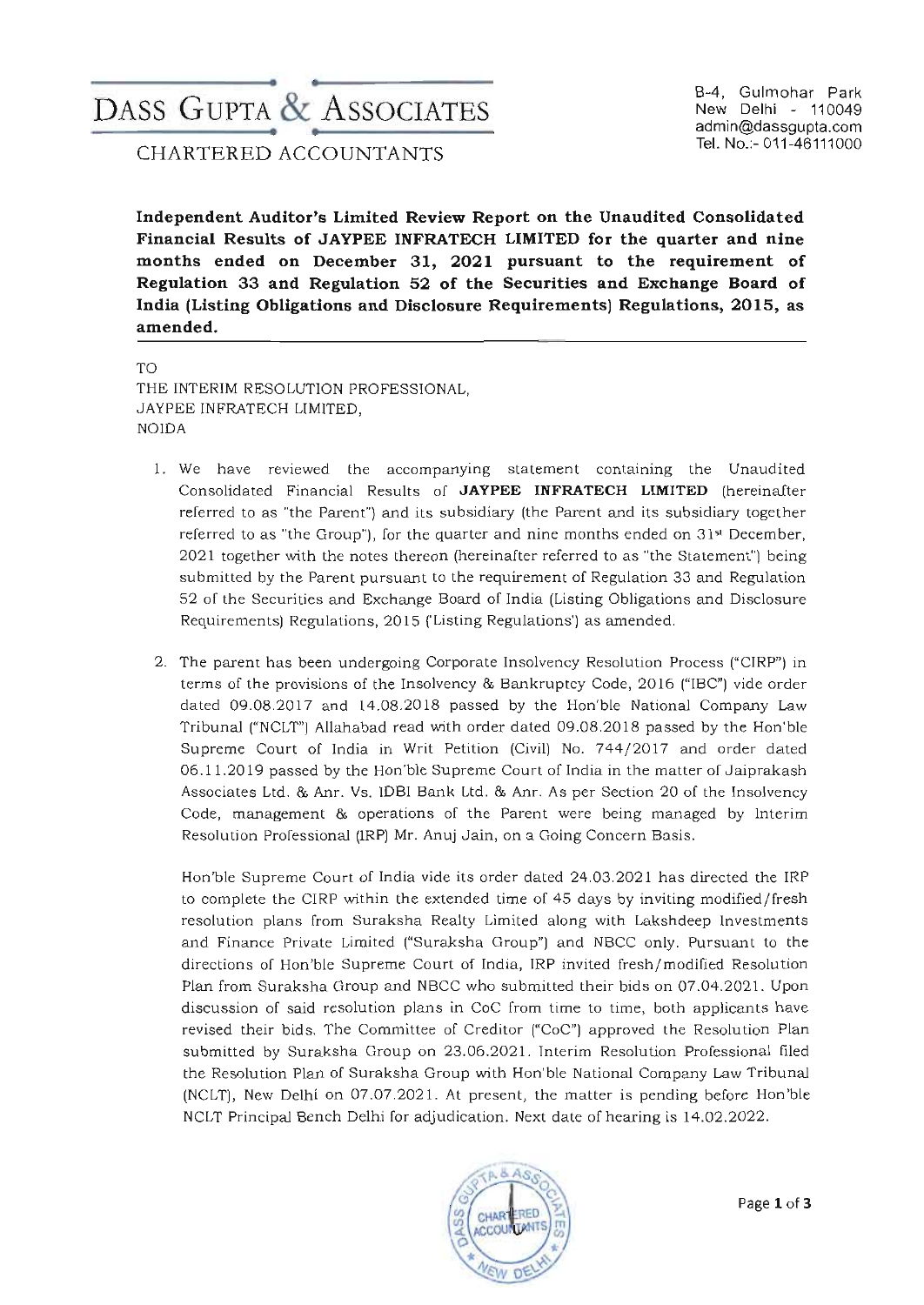DASS GUPTA & ASSOCIATES

CHARTERED ACCOUNTANTS

B-4, Gulmohar Park
New Delhi - 110049
admin@dassgupta.com
Tel. No.:- 011-46111000

**Independent Auditor's Limited Review Report on the Unaudited Consolidated Financial Results of JAYPEE INFRATECH LIMITED for the quarter and nine months ended on December 31, 2021 pursuant to the requirement of Regulation 33 and Regulation 52 of the Securities and Exchange Board of India (Listing Obligations and Disclosure Requirements) Regulations, 2015, as amended.**

TO
THE INTERIM RESOLUTION PROFESSIONAL,
JAYPEE INFRATECH LIMITED,
NOIDA

1. We have reviewed the accompanying statement containing the Unaudited Consolidated Financial Results of **JAYPEE INFRATECH LIMITED** (hereinafter referred to as "the Parent") and its subsidiary (the Parent and its subsidiary together referred to as "the Group"), for the quarter and nine months ended on 31st December, 2021 together with the notes thereon (hereinafter referred to as "the Statement") being submitted by the Parent pursuant to the requirement of Regulation 33 and Regulation 52 of the Securities and Exchange Board of India (Listing Obligations and Disclosure Requirements) Regulations, 2015 ('Listing Regulations') as amended.

2. The parent has been undergoing Corporate Insolvency Resolution Process ("CIRP") in terms of the provisions of the Insolvency & Bankruptcy Code, 2016 ("IBC") vide order dated 09.08.2017 and 14.08.2018 passed by the Hon'ble National Company Law Tribunal ("NCLT") Allahabad read with order dated 09.08.2018 passed by the Hon'ble Supreme Court of India in Writ Petition (Civil) No. 744/2017 and order dated 06.11.2019 passed by the Hon'ble Supreme Court of India in the matter of Jaiprakash Associates Ltd. & Anr. Vs. IDBI Bank Ltd. & Anr. As per Section 20 of the Insolvency Code, management & operations of the Parent were being managed by Interim Resolution Professional (IRP) Mr. Anuj Jain, on a Going Concern Basis.

   Hon'ble Supreme Court of India vide its order dated 24.03.2021 has directed the IRP to complete the CIRP within the extended time of 45 days by inviting modified/fresh resolution plans from Suraksha Realty Limited along with Lakshdeep Investments and Finance Private Limited ("Suraksha Group") and NBCC only. Pursuant to the directions of Hon'ble Supreme Court of India, IRP invited fresh/modified Resolution Plan from Suraksha Group and NBCC who submitted their bids on 07.04.2021. Upon discussion of said resolution plans in CoC from time to time, both applicants have revised their bids. The Committee of Creditor ("CoC") approved the Resolution Plan submitted by Suraksha Group on 23.06.2021. Interim Resolution Professional filed the Resolution Plan of Suraksha Group with Hon'ble National Company Law Tribunal (NCLT), New Delhi on 07.07.2021. At present, the matter is pending before Hon'ble NCLT Principal Bench Delhi for adjudication. Next date of hearing is 14.02.2022.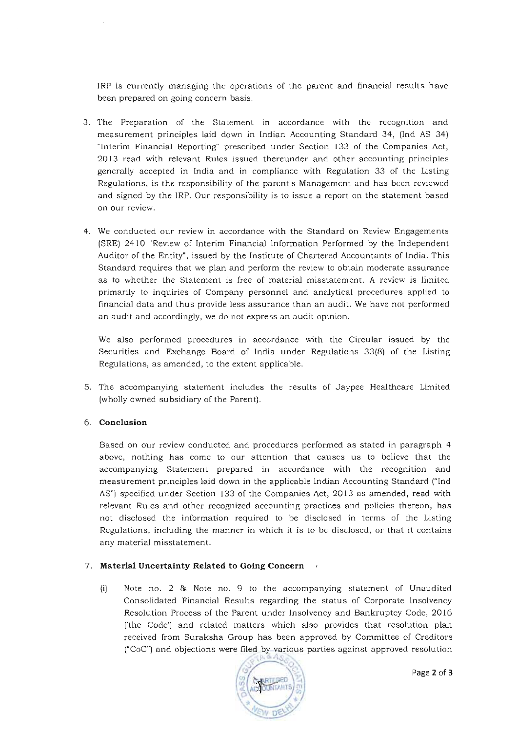IRP is currently managing the operations of the parent and financial results have been prepared on going concern basis.

3. The Preparation of the Statement in accordance with the recognition and measurement principles laid down in Indian Accounting Standard 34, (Ind AS 34) "Interim Financial Reporting" prescribed under Section 133 of the Companies Act, 2013 read with relevant Rules issued thereunder and other accounting principles generally accepted in India and in compliance with Regulation 33 of the Listing Regulations, is the responsibility of the parent's Management and has been reviewed and signed by the IRP. Our responsibility is to issue a report on the statement based on our review.

4. We conducted our review in accordance with the Standard on Review Engagements (SRE) 2410 "Review of Interim Financial Information Performed by the Independent Auditor of the Entity", issued by the Institute of Chartered Accountants of India. This Standard requires that we plan and perform the review to obtain moderate assurance as to whether the Statement is free of material misstatement. A review is limited primarily to inquiries of Company personnel and analytical procedures applied to financial data and thus provide less assurance than an audit. We have not performed an audit and accordingly, we do not express an audit opinion.

   We also performed procedures in accordance with the Circular issued by the Securities and Exchange Board of India under Regulations 33(8) of the Listing Regulations, as amended, to the extent applicable.

5. The accompanying statement includes the results of Jaypee Healthcare Limited (wholly owned subsidiary of the Parent).

6. **Conclusion**

   Based on our review conducted and procedures performed as stated in paragraph 4 above, nothing has come to our attention that causes us to believe that the accompanying Statement prepared in accordance with the recognition and measurement principles laid down in the applicable Indian Accounting Standard ("Ind AS") specified under Section 133 of the Companies Act, 2013 as amended, read with relevant Rules and other recognized accounting practices and policies thereon, has not disclosed the information required to be disclosed in terms of the Listing Regulations, including the manner in which it is to be disclosed, or that it contains any material misstatement.

7. **Material Uncertainty Related to Going Concern**

   (i) Note no. 2 & Note no. 9 to the accompanying statement of Unaudited Consolidated Financial Results regarding the status of Corporate Insolvency Resolution Process of the Parent under Insolvency and Bankruptcy Code, 2016 ('the Code') and related matters which also provides that resolution plan received from Suraksha Group has been approved by Committee of Creditors ("CoC") and objections were filed by various parties against approved resolution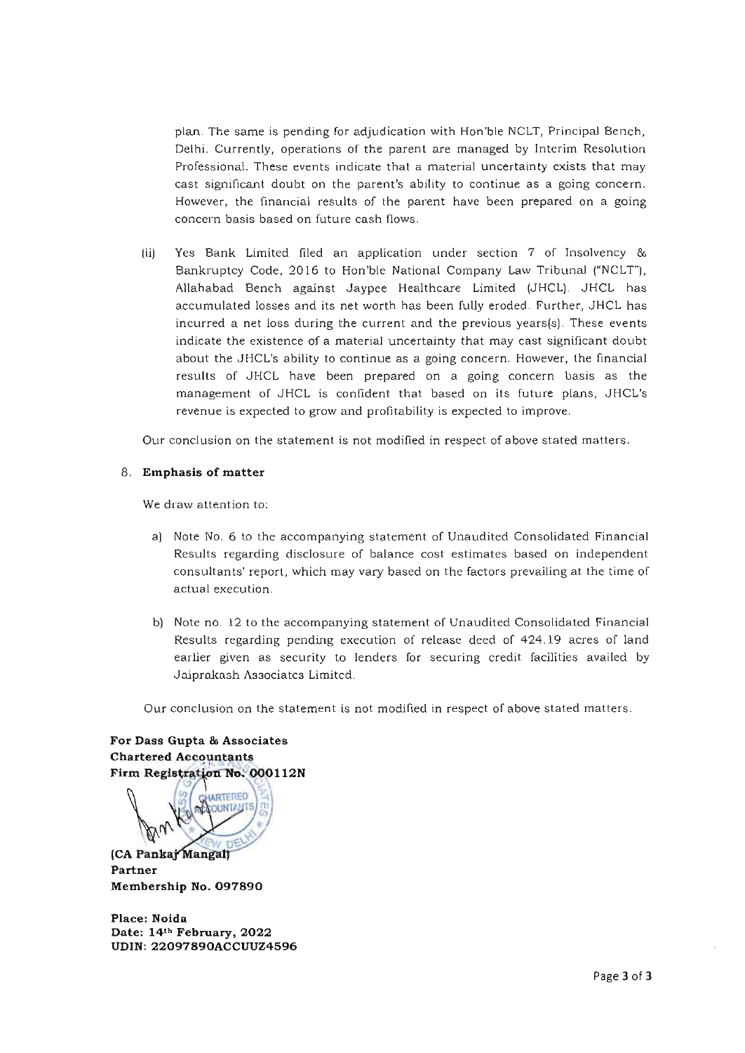plan. The same is pending for adjudication with Hon'ble NCLT, Principal Bench, Delhi. Currently, operations of the parent are managed by Interim Resolution Professional. These events indicate that a material uncertainty exists that may cast significant doubt on the parent's ability to continue as a going concern. However, the financial results of the parent have been prepared on a going concern basis based on future cash flows.

(ii) Yes Bank Limited filed an application under section 7 of Insolvency & Bankruptcy Code, 2016 to Hon'ble National Company Law Tribunal ("NCLT"), Allahabad Bench against Jaypee Healthcare Limited (JHCL). JHCL has accumulated losses and its net worth has been fully eroded. Further, JHCL has incurred a net loss during the current and the previous years(s). These events indicate the existence of a material uncertainty that may cast significant doubt about the JHCL's ability to continue as a going concern. However, the financial results of JHCL have been prepared on a going concern basis as the management of JHCL is confident that based on its future plans, JHCL's revenue is expected to grow and profitability is expected to improve.

Our conclusion on the statement is not modified in respect of above stated matters.

8. **Emphasis of matter**

We draw attention to:

a) Note No. 6 to the accompanying statement of Unaudited Consolidated Financial Results regarding disclosure of balance cost estimates based on independent consultants' report, which may vary based on the factors prevailing at the time of actual execution.

b) Note no. 12 to the accompanying statement of Unaudited Consolidated Financial Results regarding pending execution of release deed of 424.19 acres of land earlier given as security to lenders for securing credit facilities availed by Jaiprakash Associates Limited.

Our conclusion on the statement is not modified in respect of above stated matters.

**For Dass Gupta & Associates**
**Chartered Accountants**
**Firm Registration No. 000112N**

**(CA Pankaj Mangal)**
**Partner**
**Membership No. 097890**

**Place: Noida**
**Date: 14th February, 2022**
**UDIN: 22097890ACCUUZ4596**